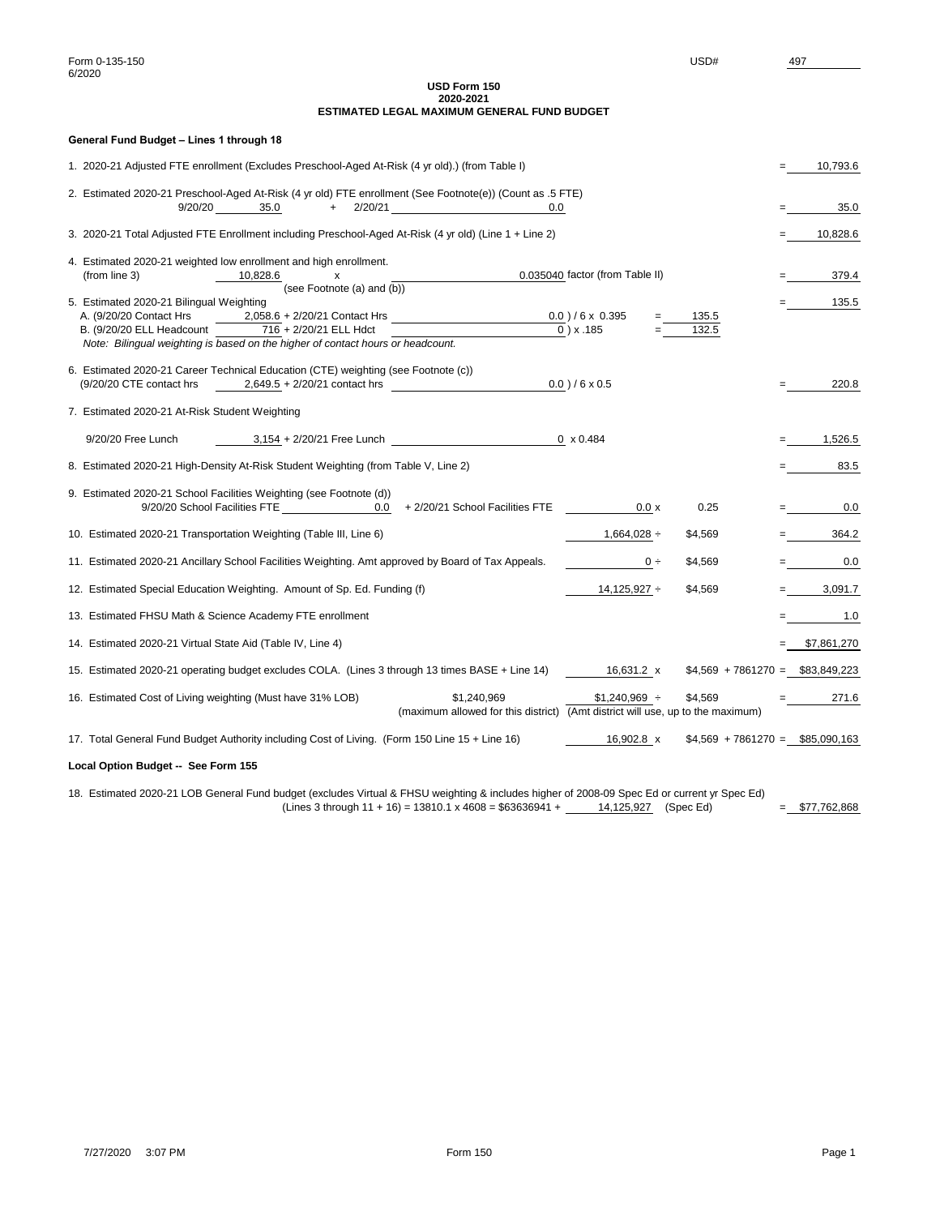Form 0-135-150
6/2020

USD# 497

**USD Form 150**
**2020-2021**
**ESTIMATED LEGAL MAXIMUM GENERAL FUND BUDGET**

**General Fund Budget – Lines 1 through 18**

1. 2020-21 Adjusted FTE enrollment (Excludes Preschool-Aged At-Risk (4 yr old).) (from Table I) = 10,793.6

2. Estimated 2020-21 Preschool-Aged At-Risk (4 yr old) FTE enrollment (See Footnote(e)) (Count as .5 FTE)
   9/20/20 35.0 + 2/20/21 0.0 = 35.0

3. 2020-21 Total Adjusted FTE Enrollment including Preschool-Aged At-Risk (4 yr old) (Line 1 + Line 2) = 10,828.6

4. Estimated 2020-21 weighted low enrollment and high enrollment.
   (from line 3) 10,828.6 x 0.035040 factor (from Table II) = 379.4
   (see Footnote (a) and (b))

5. Estimated 2020-21 Bilingual Weighting = 135.5
   A. (9/20/20 Contact Hrs 2,058.6 + 2/20/21 Contact Hrs 0.0 ) / 6 x 0.395 = 135.5
   B. (9/20/20 ELL Headcount 716 + 2/20/21 ELL Hdct 0 ) x .185 = 132.5
   *Note: Bilingual weighting is based on the higher of contact hours or headcount.*

6. Estimated 2020-21 Career Technical Education (CTE) weighting (see Footnote (c))
   (9/20/20 CTE contact hrs 2,649.5 + 2/20/21 contact hrs 0.0 ) / 6 x 0.5 = 220.8

7. Estimated 2020-21 At-Risk Student Weighting

   9/20/20 Free Lunch 3,154 + 2/20/21 Free Lunch 0 x 0.484 = 1,526.5

8. Estimated 2020-21 High-Density At-Risk Student Weighting (from Table V, Line 2) = 83.5

9. Estimated 2020-21 School Facilities Weighting (see Footnote (d))
   9/20/20 School Facilities FTE 0.0 + 2/20/21 School Facilities FTE 0.0 x 0.25 = 0.0

10. Estimated 2020-21 Transportation Weighting (Table III, Line 6) 1,664,028 ÷ $4,569 = 364.2

11. Estimated 2020-21 Ancillary School Facilities Weighting. Amt approved by Board of Tax Appeals. 0 ÷ $4,569 = 0.0

12. Estimated Special Education Weighting. Amount of Sp. Ed. Funding (f) 14,125,927 ÷ $4,569 = 3,091.7

13. Estimated FHSU Math & Science Academy FTE enrollment = 1.0

14. Estimated 2020-21 Virtual State Aid (Table IV, Line 4) = $7,861,270

15. Estimated 2020-21 operating budget excludes COLA. (Lines 3 through 13 times BASE + Line 14) 16,631.2 x $4,569 + 7861270 = $83,849,223

16. Estimated Cost of Living weighting (Must have 31% LOB) $1,240,969 $1,240,969 ÷ $4,569 = 271.6
    (maximum allowed for this district) (Amt district will use, up to the maximum)

17. Total General Fund Budget Authority including Cost of Living. (Form 150 Line 15 + Line 16) 16,902.8 x $4,569 + 7861270 = $85,090,163

**Local Option Budget -- See Form 155**

18. Estimated 2020-21 LOB General Fund budget (excludes Virtual & FHSU weighting & includes higher of 2008-09 Spec Ed or current yr Spec Ed)
    (Lines 3 through 11 + 16) = 13810.1 x 4608 = $63636941 + 14,125,927 (Spec Ed) = $77,762,868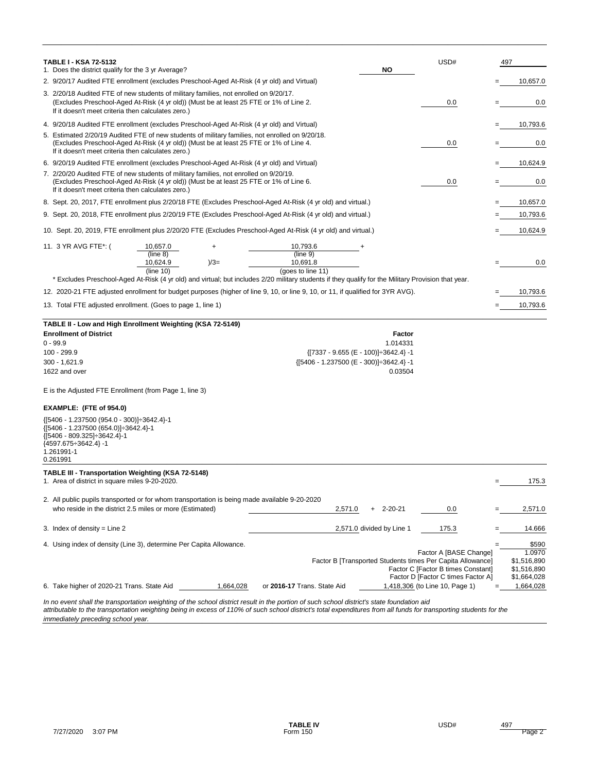**TABLE I - KSA 72-5132** USD# 497

| | | |
|---|---|---|
| 1. Does the district qualify for the 3 yr Average? | **NO** | |
| 2. 9/20/17 Audited FTE enrollment (excludes Preschool-Aged At-Risk (4 yr old) and Virtual) | | = 10,657.0 |
| 3. 2/20/18 Audited FTE of new students of military families, not enrolled on 9/20/17. (Excludes Preschool-Aged At-Risk (4 yr old)) (Must be at least 25 FTE or 1% of Line 2. If it doesn't meet criteria then calculates zero.) | 0.0 | = 0.0 |
| 4. 9/20/18 Audited FTE enrollment (excludes Preschool-Aged At-Risk (4 yr old) and Virtual) | | = 10,793.6 |
| 5. Estimated 2/20/19 Audited FTE of new students of military families, not enrolled on 9/20/18. (Excludes Preschool-Aged At-Risk (4 yr old)) (Must be at least 25 FTE or 1% of Line 4. If it doesn't meet criteria then calculates zero.) | 0.0 | = 0.0 |
| 6. 9/20/19 Audited FTE enrollment (excludes Preschool-Aged At-Risk (4 yr old) and Virtual) | | = 10,624.9 |
| 7. 2/20/20 Audited FTE of new students of military families, not enrolled on 9/20/19. (Excludes Preschool-Aged At-Risk (4 yr old)) (Must be at least 25 FTE or 1% of Line 6. If it doesn't meet criteria then calculates zero.) | 0.0 | = 0.0 |
| 8. Sept. 20, 2017, FTE enrollment plus 2/20/18 FTE (Excludes Preschool-Aged At-Risk (4 yr old) and virtual.) | | = 10,657.0 |
| 9. Sept. 20, 2018, FTE enrollment plus 2/20/19 FTE (Excludes Preschool-Aged At-Risk (4 yr old) and virtual.) | | = 10,793.6 |
| 10. Sept. 20, 2019, FTE enrollment plus 2/20/20 FTE (Excludes Preschool-Aged At-Risk (4 yr old) and virtual.) | | = 10,624.9 |

11. 3 YR AVG FTE*: ( 10,657.0 (line 8) + 10,793.6 (line 9) + 10,624.9 (line 10) )/3= 10,691.8 (goes to line 11) = 0.0

\* Excludes Preschool-Aged At-Risk (4 yr old) and virtual; but includes 2/20 military students if they qualify for the Military Provision that year.

| | |
|---|---|
| 12. 2020-21 FTE adjusted enrollment for budget purposes (higher of line 9, 10, or line 9, 10, or 11, if qualified for 3YR AVG). | = 10,793.6 |
| 13. Total FTE adjusted enrollment. (Goes to page 1, line 1) | = 10,793.6 |

**TABLE II - Low and High Enrollment Weighting (KSA 72-5149)**

| Enrollment of District | Factor |
|---|---|
| 0 - 99.9 | 1.014331 |
| 100 - 299.9 | {[7337 - 9.655 (E - 100)]÷3642.4} -1 |
| 300 - 1,621.9 | {[5406 - 1.237500 (E - 300)]÷3642.4} -1 |
| 1622 and over | 0.03504 |

E is the Adjusted FTE Enrollment (from Page 1, line 3)

**EXAMPLE: (FTE of 954.0)**

{[5406 - 1.237500 (954.0 - 300)]÷3642.4}-1
{[5406 - 1.237500 (654.0)]÷3642.4}-1
{[5406 - 809.325]÷3642.4}-1
{4597.675÷3642.4} -1
1.261991-1
0.261991

**TABLE III - Transportation Weighting (KSA 72-5148)**

| | | | | |
|---|---|---|---|---|
| 1. Area of district in square miles 9-20-2020. | | | | = 175.3 |
| 2. All public pupils transported or for whom transportation is being made available 9-20-2020 who reside in the district 2.5 miles or more (Estimated) | 2,571.0 | + 2-20-21 | 0.0 | = 2,571.0 |
| 3. Index of density = Line 2 | 2,571.0 | divided by Line 1 | 175.3 | = 14.666 |
| 4. Using index of density (Line 3), determine Per Capita Allowance. | | | | = $590 |
| | | | Factor A [BASE Change] | 1.0970 |
| | | | Factor B [Transported Students times Per Capita Allowance] | $1,516,890 |
| | | | Factor C [Factor B times Constant] | $1,516,890 |
| | | | Factor D [Factor C times Factor A] | $1,664,028 |
| 6. Take higher of 2020-21 Trans. State Aid | 1,664,028 | or **2016-17** Trans. State Aid | 1,418,306 (to Line 10, Page 1) | = 1,664,028 |

*In no event shall the transportation weighting of the school district result in the portion of such school district's state foundation aid attributable to the transportation weighting being in excess of 110% of such school district's total expenditures from all funds for transporting students for the immediately preceding school year.*

**TABLE IV**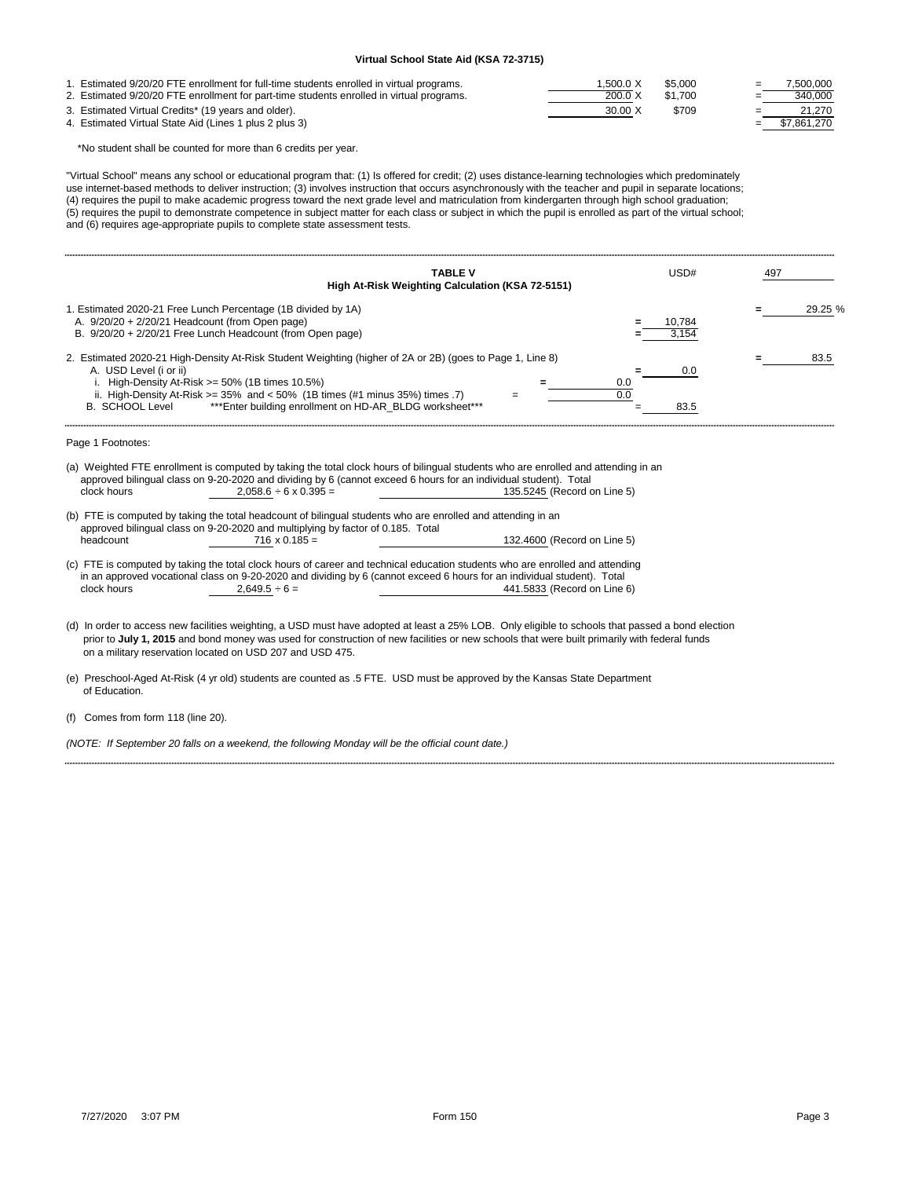## Virtual School State Aid (KSA 72-3715)

| | | | | |
|---|---|---|---|---|
| 1. Estimated 9/20/20 FTE enrollment for full-time students enrolled in virtual programs. | 1,500.0 X | $5,000 | = | 7,500,000 |
| 2. Estimated 9/20/20 FTE enrollment for part-time students enrolled in virtual programs. | 200.0 X | $1,700 | = | 340,000 |
| 3. Estimated Virtual Credits* (19 years and older). | 30.00 X | $709 | = | 21,270 |
| 4. Estimated Virtual State Aid (Lines 1 plus 2 plus 3) | | | = | $7,861,270 |

*No student shall be counted for more than 6 credits per year.

"Virtual School" means any school or educational program that: (1) Is offered for credit; (2) uses distance-learning technologies which predominately use internet-based methods to deliver instruction; (3) involves instruction that occurs asynchronously with the teacher and pupil in separate locations; (4) requires the pupil to make academic progress toward the next grade level and matriculation from kindergarten through high school graduation; (5) requires the pupil to demonstrate competence in subject matter for each class or subject in which the pupil is enrolled as part of the virtual school; and (6) requires age-appropriate pupils to complete state assessment tests.

## TABLE V
### High At-Risk Weighting Calculation (KSA 72-5151)

USD# 497

| | | | |
|---|---|---|---|
| 1. Estimated 2020-21 Free Lunch Percentage (1B divided by 1A) | | | = 29.25 % |
| A. 9/20/20 + 2/20/21 Headcount (from Open page) | | = 10,784 | |
| B. 9/20/20 + 2/20/21 Free Lunch Headcount (from Open page) | | = 3,154 | |
| 2. Estimated 2020-21 High-Density At-Risk Student Weighting (higher of 2A or 2B) (goes to Page 1, Line 8) | | | = 83.5 |
| A. USD Level (i or ii) | | = 0.0 | |
| i. High-Density At-Risk >= 50% (1B times 10.5%) | = 0.0 | | |
| ii. High-Density At-Risk >= 35% and < 50% (1B times (#1 minus 35%) times .7) | = 0.0 | | |
| B. SCHOOL Level ***Enter building enrollment on HD-AR_BLDG worksheet*** | | = 83.5 | |

Page 1 Footnotes:

(a) Weighted FTE enrollment is computed by taking the total clock hours of bilingual students who are enrolled and attending in an approved bilingual class on 9-20-2020 and dividing by 6 (cannot exceed 6 hours for an individual student). Total clock hours 2,058.6 ÷ 6 x 0.395 = 135.5245 (Record on Line 5)

(b) FTE is computed by taking the total headcount of bilingual students who are enrolled and attending in an approved bilingual class on 9-20-2020 and multiplying by factor of 0.185. Total headcount 716 x 0.185 = 132.4600 (Record on Line 5)

(c) FTE is computed by taking the total clock hours of career and technical education students who are enrolled and attending in an approved vocational class on 9-20-2020 and dividing by 6 (cannot exceed 6 hours for an individual student). Total clock hours 2,649.5 ÷ 6 = 441.5833 (Record on Line 6)

(d) In order to access new facilities weighting, a USD must have adopted at least a 25% LOB. Only eligible to schools that passed a bond election prior to **July 1, 2015** and bond money was used for construction of new facilities or new schools that were built primarily with federal funds on a military reservation located on USD 207 and USD 475.

(e) Preschool-Aged At-Risk (4 yr old) students are counted as .5 FTE. USD must be approved by the Kansas State Department of Education.

(f) Comes from form 118 (line 20).

*(NOTE: If September 20 falls on a weekend, the following Monday will be the official count date.)*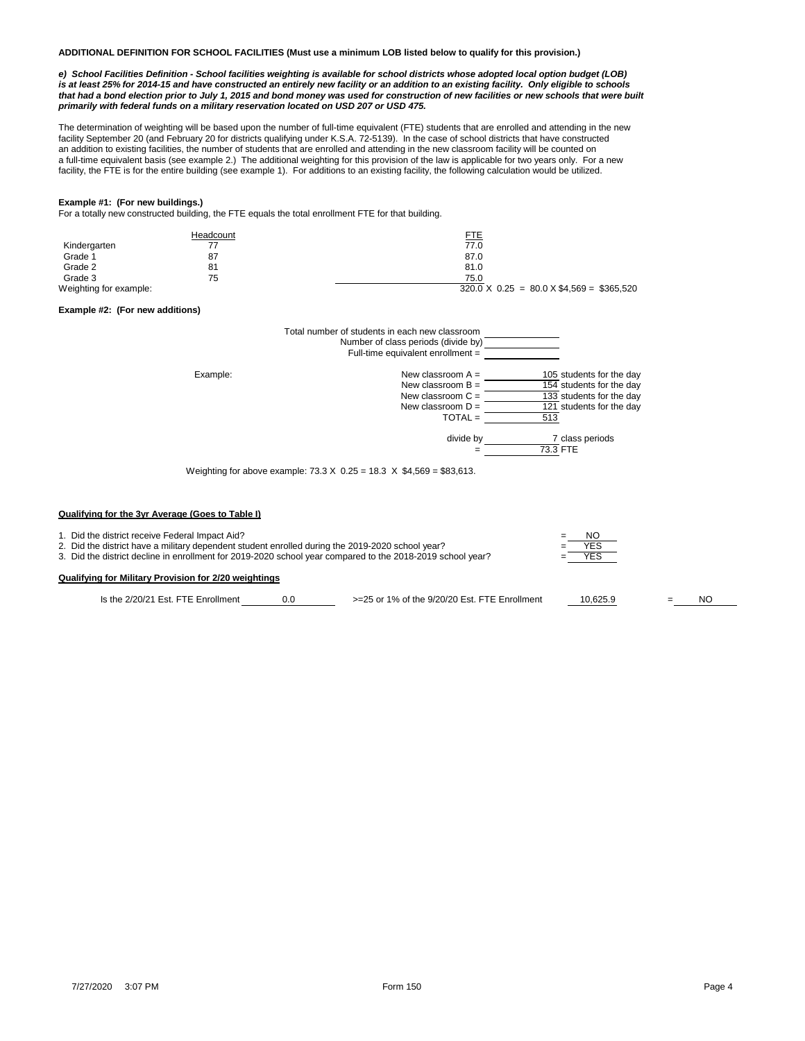**ADDITIONAL DEFINITION FOR SCHOOL FACILITIES (Must use a minimum LOB listed below to qualify for this provision.)**

***e) School Facilities Definition - School facilities weighting is available for school districts whose adopted local option budget (LOB) is at least 25% for 2014-15 and have constructed an entirely new facility or an addition to an existing facility. Only eligible to schools that had a bond election prior to July 1, 2015 and bond money was used for construction of new facilities or new schools that were built primarily with federal funds on a military reservation located on USD 207 or USD 475.***

The determination of weighting will be based upon the number of full-time equivalent (FTE) students that are enrolled and attending in the new facility September 20 (and February 20 for districts qualifying under K.S.A. 72-5139). In the case of school districts that have constructed an addition to existing facilities, the number of students that are enrolled and attending in the new classroom facility will be counted on a full-time equivalent basis (see example 2.) The additional weighting for this provision of the law is applicable for two years only. For a new facility, the FTE is for the entire building (see example 1). For additions to an existing facility, the following calculation would be utilized.

**Example #1: (For new buildings.)**

For a totally new constructed building, the FTE equals the total enrollment FTE for that building.

| | Headcount | FTE |
|---|---|---|
| Kindergarten | 77 | 77.0 |
| Grade 1 | 87 | 87.0 |
| Grade 2 | 81 | 81.0 |
| Grade 3 | 75 | 75.0 |
| Weighting for example: | | 320.0 X 0.25 = 80.0 X $4,569 = $365,520 |

**Example #2: (For new additions)**

Total number of students in each new classroom \_\_\_\_\_\_\_\_
Number of class periods (divide by) \_\_\_\_\_\_\_\_
Full-time equivalent enrollment = \_\_\_\_\_\_\_\_

Example:

| | |
|---|---|
| New classroom A = | 105 students for the day |
| New classroom B = | 154 students for the day |
| New classroom C = | 133 students for the day |
| New classroom D = | 121 students for the day |
| TOTAL = | 513 |
| divide by | 7 class periods |
| = | 73.3 FTE |

Weighting for above example: 73.3 X 0.25 = 18.3 X $4,569 = $83,613.

**Qualifying for the 3yr Average (Goes to Table I)**

1. Did the district receive Federal Impact Aid? = NO
2. Did the district have a military dependent student enrolled during the 2019-2020 school year? = YES
3. Did the district decline in enrollment for 2019-2020 school year compared to the 2018-2019 school year? = YES

**Qualifying for Military Provision for 2/20 weightings**

Is the 2/20/21 Est. FTE Enrollment 0.0 >=25 or 1% of the 9/20/20 Est. FTE Enrollment 10,625.9 = NO